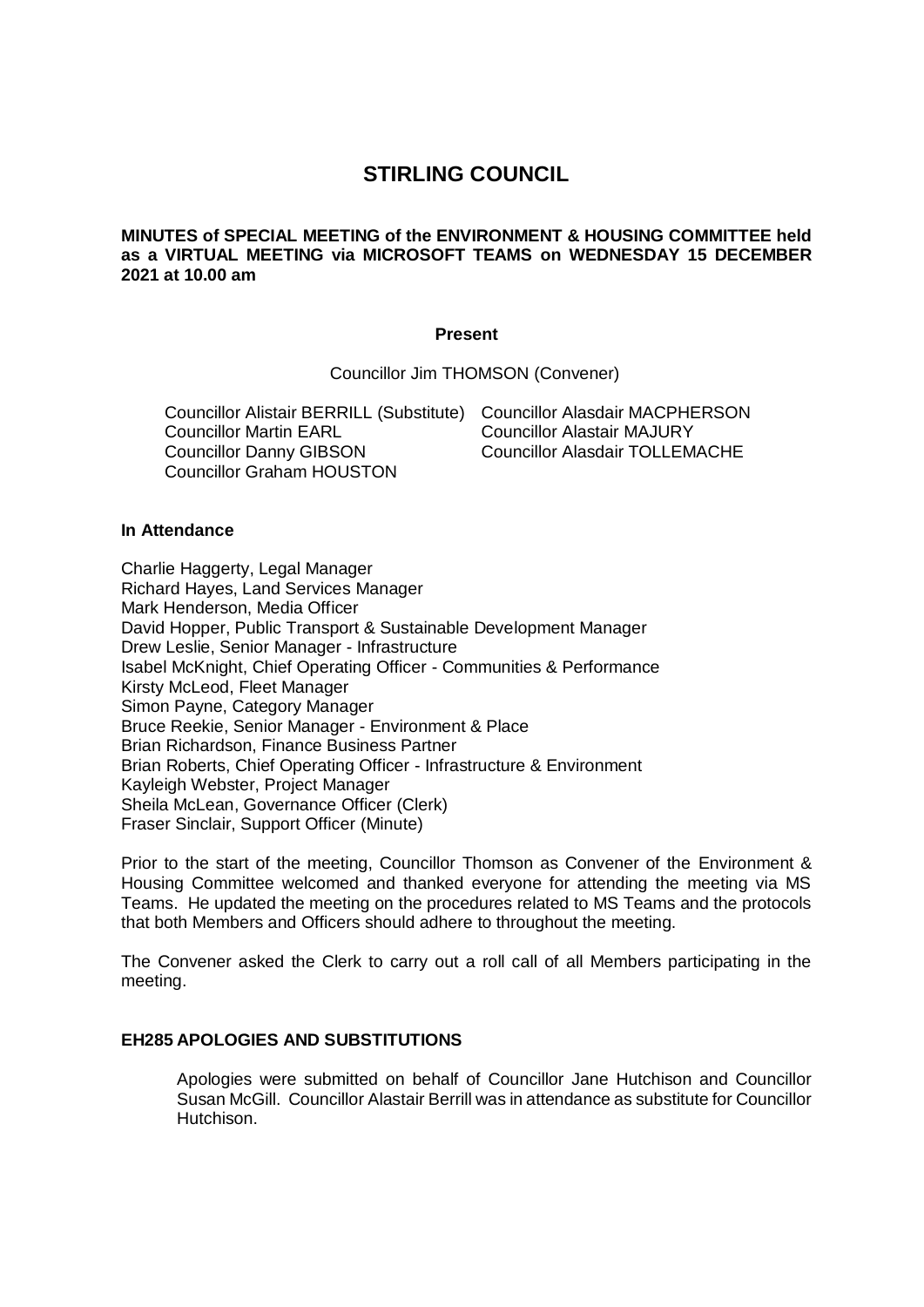# STIRLING COUNCIL

**MINUTES of SPECIAL MEETING of the ENVIRONMENT & HOUSING COMMITTEE held as a VIRTUAL MEETING via MICROSOFT TEAMS on WEDNESDAY 15 DECEMBER 2021 at 10.00 am**

**Present**

Councillor Jim THOMSON (Convener)

Councillor Alistair BERRILL (Substitute)
Councillor Martin EARL
Councillor Danny GIBSON
Councillor Graham HOUSTON
Councillor Alasdair MACPHERSON
Councillor Alastair MAJURY
Councillor Alasdair TOLLEMACHE

**In Attendance**

Charlie Haggerty, Legal Manager
Richard Hayes, Land Services Manager
Mark Henderson, Media Officer
David Hopper, Public Transport & Sustainable Development Manager
Drew Leslie, Senior Manager - Infrastructure
Isabel McKnight, Chief Operating Officer - Communities & Performance
Kirsty McLeod, Fleet Manager
Simon Payne, Category Manager
Bruce Reekie, Senior Manager - Environment & Place
Brian Richardson, Finance Business Partner
Brian Roberts, Chief Operating Officer - Infrastructure & Environment
Kayleigh Webster, Project Manager
Sheila McLean, Governance Officer (Clerk)
Fraser Sinclair, Support Officer (Minute)

Prior to the start of the meeting, Councillor Thomson as Convener of the Environment & Housing Committee welcomed and thanked everyone for attending the meeting via MS Teams. He updated the meeting on the procedures related to MS Teams and the protocols that both Members and Officers should adhere to throughout the meeting.

The Convener asked the Clerk to carry out a roll call of all Members participating in the meeting.

**EH285 APOLOGIES AND SUBSTITUTIONS**

Apologies were submitted on behalf of Councillor Jane Hutchison and Councillor Susan McGill. Councillor Alastair Berrill was in attendance as substitute for Councillor Hutchison.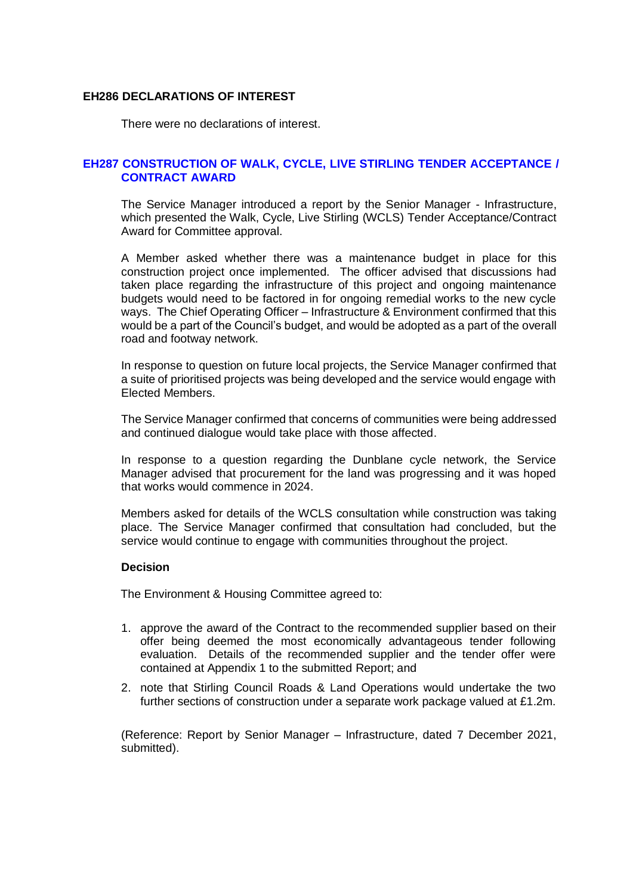## EH286 DECLARATIONS OF INTEREST

There were no declarations of interest.

## EH287 CONSTRUCTION OF WALK, CYCLE, LIVE STIRLING TENDER ACCEPTANCE / CONTRACT AWARD

The Service Manager introduced a report by the Senior Manager - Infrastructure, which presented the Walk, Cycle, Live Stirling (WCLS) Tender Acceptance/Contract Award for Committee approval.

A Member asked whether there was a maintenance budget in place for this construction project once implemented. The officer advised that discussions had taken place regarding the infrastructure of this project and ongoing maintenance budgets would need to be factored in for ongoing remedial works to the new cycle ways. The Chief Operating Officer – Infrastructure & Environment confirmed that this would be a part of the Council's budget, and would be adopted as a part of the overall road and footway network.

In response to question on future local projects, the Service Manager confirmed that a suite of prioritised projects was being developed and the service would engage with Elected Members.

The Service Manager confirmed that concerns of communities were being addressed and continued dialogue would take place with those affected.

In response to a question regarding the Dunblane cycle network, the Service Manager advised that procurement for the land was progressing and it was hoped that works would commence in 2024.

Members asked for details of the WCLS consultation while construction was taking place. The Service Manager confirmed that consultation had concluded, but the service would continue to engage with communities throughout the project.

**Decision**

The Environment & Housing Committee agreed to:

1. approve the award of the Contract to the recommended supplier based on their offer being deemed the most economically advantageous tender following evaluation. Details of the recommended supplier and the tender offer were contained at Appendix 1 to the submitted Report; and
2. note that Stirling Council Roads & Land Operations would undertake the two further sections of construction under a separate work package valued at £1.2m.

(Reference: Report by Senior Manager – Infrastructure, dated 7 December 2021, submitted).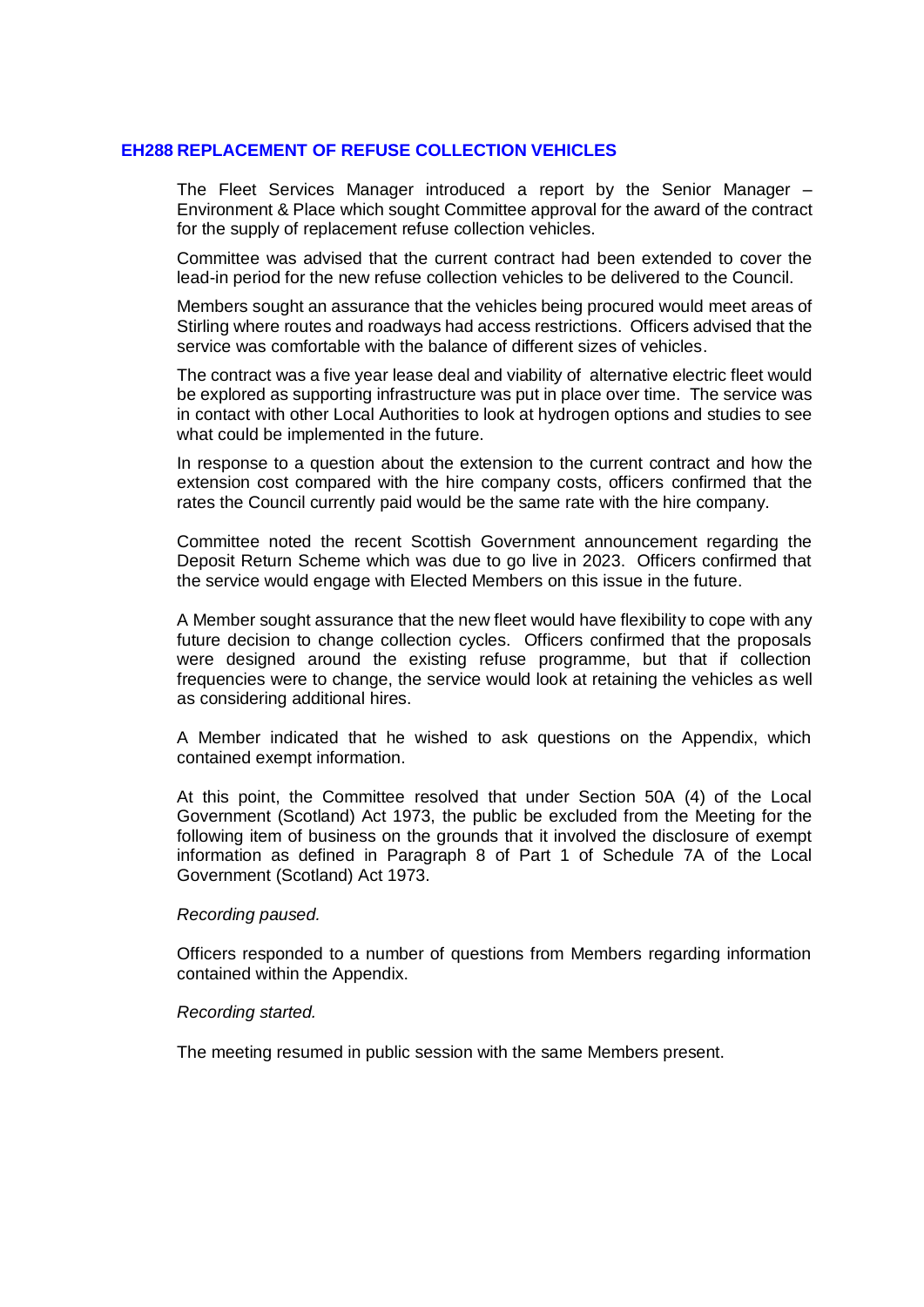## EH288 REPLACEMENT OF REFUSE COLLECTION VEHICLES

The Fleet Services Manager introduced a report by the Senior Manager – Environment & Place which sought Committee approval for the award of the contract for the supply of replacement refuse collection vehicles.

Committee was advised that the current contract had been extended to cover the lead-in period for the new refuse collection vehicles to be delivered to the Council.

Members sought an assurance that the vehicles being procured would meet areas of Stirling where routes and roadways had access restrictions. Officers advised that the service was comfortable with the balance of different sizes of vehicles.

The contract was a five year lease deal and viability of alternative electric fleet would be explored as supporting infrastructure was put in place over time. The service was in contact with other Local Authorities to look at hydrogen options and studies to see what could be implemented in the future.

In response to a question about the extension to the current contract and how the extension cost compared with the hire company costs, officers confirmed that the rates the Council currently paid would be the same rate with the hire company.

Committee noted the recent Scottish Government announcement regarding the Deposit Return Scheme which was due to go live in 2023. Officers confirmed that the service would engage with Elected Members on this issue in the future.

A Member sought assurance that the new fleet would have flexibility to cope with any future decision to change collection cycles. Officers confirmed that the proposals were designed around the existing refuse programme, but that if collection frequencies were to change, the service would look at retaining the vehicles as well as considering additional hires.

A Member indicated that he wished to ask questions on the Appendix, which contained exempt information.

At this point, the Committee resolved that under Section 50A (4) of the Local Government (Scotland) Act 1973, the public be excluded from the Meeting for the following item of business on the grounds that it involved the disclosure of exempt information as defined in Paragraph 8 of Part 1 of Schedule 7A of the Local Government (Scotland) Act 1973.

*Recording paused.*

Officers responded to a number of questions from Members regarding information contained within the Appendix.

*Recording started.*

The meeting resumed in public session with the same Members present.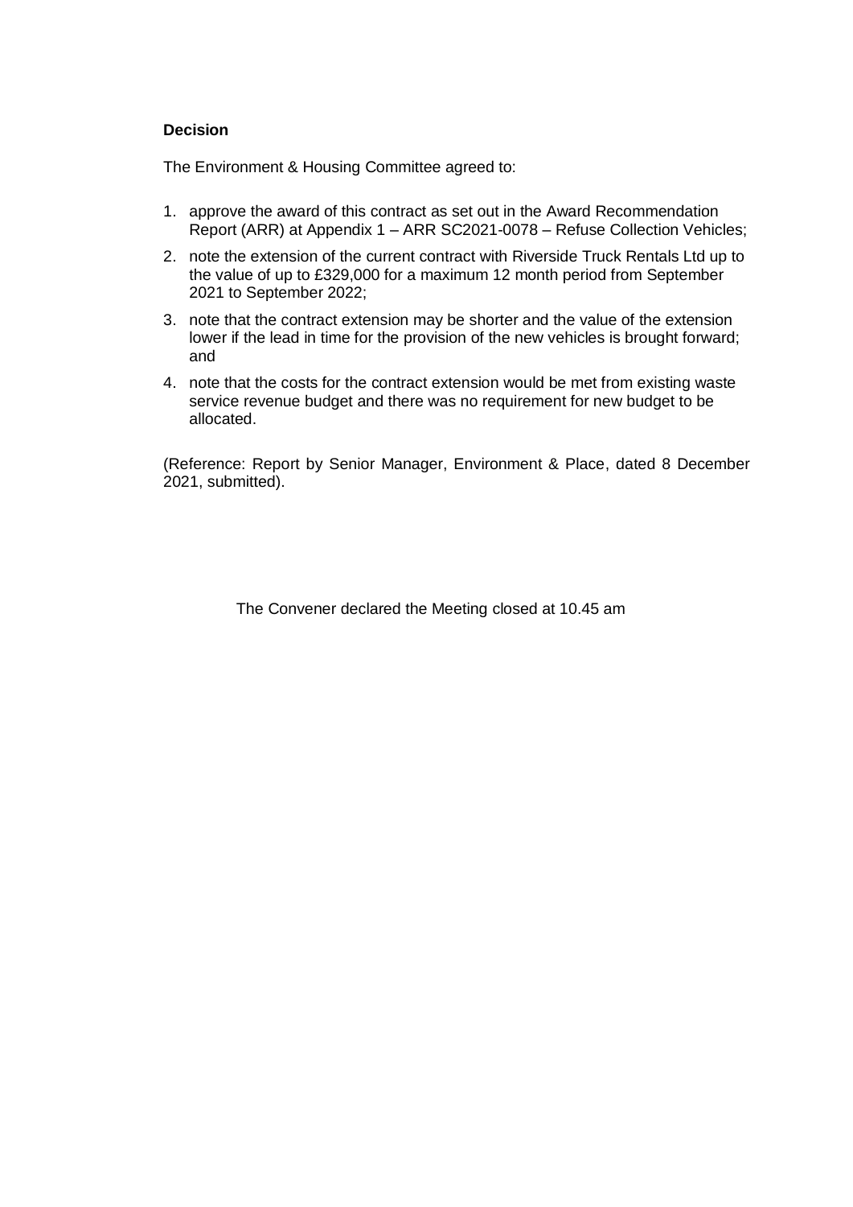**Decision**

The Environment & Housing Committee agreed to:

1. approve the award of this contract as set out in the Award Recommendation Report (ARR) at Appendix 1 – ARR SC2021-0078 – Refuse Collection Vehicles;
2. note the extension of the current contract with Riverside Truck Rentals Ltd up to the value of up to £329,000 for a maximum 12 month period from September 2021 to September 2022;
3. note that the contract extension may be shorter and the value of the extension lower if the lead in time for the provision of the new vehicles is brought forward; and
4. note that the costs for the contract extension would be met from existing waste service revenue budget and there was no requirement for new budget to be allocated.

(Reference: Report by Senior Manager, Environment & Place, dated 8 December 2021, submitted).

The Convener declared the Meeting closed at 10.45 am